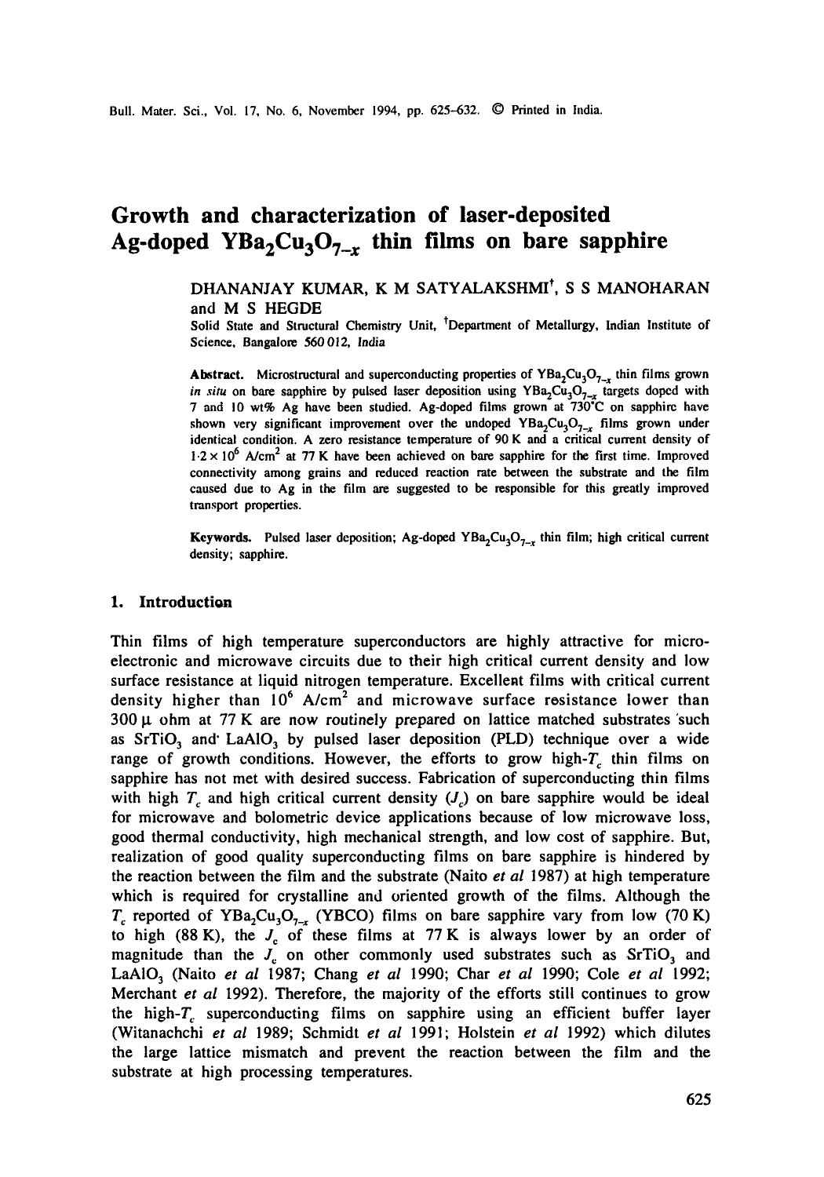# Growth and characterization of laser-deposited Ag-doped $YBa_2Cu_3O_{7-x}$ thin films on bare sapphire

DHANANJAY KUMAR, K M SATYALAKSHMI[†], S S MANOHARAN and M S HEGDE

Solid State and Structural Chemistry Unit, [†]Department of Metallurgy, Indian Institute of Science, Bangalore 560 012, India

**Abstract.** Microstructural and superconducting properties of $YBa_2Cu_3O_{7-x}$ thin films grown *in situ* on bare sapphire by pulsed laser deposition using $YBa_2Cu_3O_{7-x}$ targets doped with 7 and 10 wt% Ag have been studied. Ag-doped films grown at 730°C on sapphire have shown very significant improvement over the undoped $YBa_2Cu_3O_{7-x}$ films grown under identical condition. A zero resistance temperature of 90 K and a critical current density of $1{\cdot}2 \times 10^6$ A/cm$^2$ at 77 K have been achieved on bare sapphire for the first time. Improved connectivity among grains and reduced reaction rate between the substrate and the film caused due to Ag in the film are suggested to be responsible for this greatly improved transport properties.

**Keywords.** Pulsed laser deposition; Ag-doped $YBa_2Cu_3O_{7-x}$ thin film; high critical current density; sapphire.

## 1. Introduction

Thin films of high temperature superconductors are highly attractive for microelectronic and microwave circuits due to their high critical current density and low surface resistance at liquid nitrogen temperature. Excellent films with critical current density higher than $10^6$ A/cm$^2$ and microwave surface resistance lower than 300 μ ohm at 77 K are now routinely prepared on lattice matched substrates such as $SrTiO_3$ and $LaAlO_3$ by pulsed laser deposition (PLD) technique over a wide range of growth conditions. However, the efforts to grow high-$T_c$ thin films on sapphire has not met with desired success. Fabrication of superconducting thin films with high $T_c$ and high critical current density ($J_c$) on bare sapphire would be ideal for microwave and bolometric device applications because of low microwave loss, good thermal conductivity, high mechanical strength, and low cost of sapphire. But, realization of good quality superconducting films on bare sapphire is hindered by the reaction between the film and the substrate (Naito *et al* 1987) at high temperature which is required for crystalline and oriented growth of the films. Although the $T_c$ reported of $YBa_2Cu_3O_{7-x}$ (YBCO) films on bare sapphire vary from low (70 K) to high (88 K), the $J_c$ of these films at 77 K is always lower by an order of magnitude than the $J_c$ on other commonly used substrates such as $SrTiO_3$ and $LaAlO_3$ (Naito *et al* 1987; Chang *et al* 1990; Char *et al* 1990; Cole *et al* 1992; Merchant *et al* 1992). Therefore, the majority of the efforts still continues to grow the high-$T_c$ superconducting films on sapphire using an efficient buffer layer (Witanachchi *et al* 1989; Schmidt *et al* 1991; Holstein *et al* 1992) which dilutes the large lattice mismatch and prevent the reaction between the film and the substrate at high processing temperatures.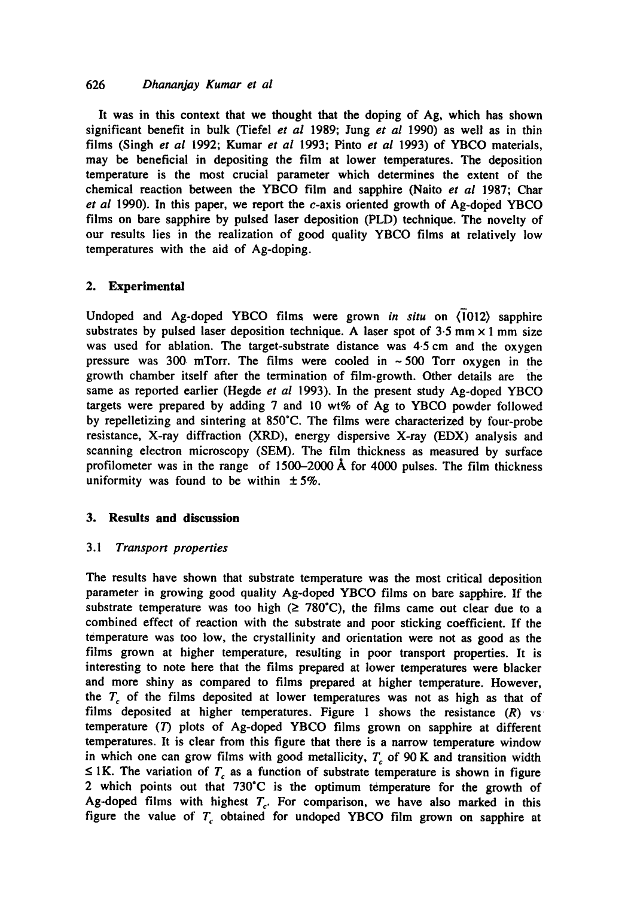It was in this context that we thought that the doping of Ag, which has shown significant benefit in bulk (Tiefel *et al* 1989; Jung *et al* 1990) as well as in thin films (Singh *et al* 1992; Kumar *et al* 1993; Pinto *et al* 1993) of YBCO materials, may be beneficial in depositing the film at lower temperatures. The deposition temperature is the most crucial parameter which determines the extent of the chemical reaction between the YBCO film and sapphire (Naito *et al* 1987; Char *et al* 1990). In this paper, we report the *c*-axis oriented growth of Ag-doped YBCO films on bare sapphire by pulsed laser deposition (PLD) technique. The novelty of our results lies in the realization of good quality YBCO films at relatively low temperatures with the aid of Ag-doping.

## 2. Experimental

Undoped and Ag-doped YBCO films were grown *in situ* on $\langle\bar{1}012\rangle$ sapphire substrates by pulsed laser deposition technique. A laser spot of $3.5$ mm $\times$ 1 mm size was used for ablation. The target-substrate distance was 4·5 cm and the oxygen pressure was 300 mTorr. The films were cooled in $\sim 500$ Torr oxygen in the growth chamber itself after the termination of film-growth. Other details are the same as reported earlier (Hegde *et al* 1993). In the present study Ag-doped YBCO targets were prepared by adding 7 and 10 wt% of Ag to YBCO powder followed by repelletizing and sintering at 850°C. The films were characterized by four-probe resistance, X-ray diffraction (XRD), energy dispersive X-ray (EDX) analysis and scanning electron microscopy (SEM). The film thickness as measured by surface profilometer was in the range of 1500–2000 Å for 4000 pulses. The film thickness uniformity was found to be within $\pm 5\%$.

## 3. Results and discussion

### 3.1 *Transport properties*

The results have shown that substrate temperature was the most critical deposition parameter in growing good quality Ag-doped YBCO films on bare sapphire. If the substrate temperature was too high ($\geq 780$°C), the films came out clear due to a combined effect of reaction with the substrate and poor sticking coefficient. If the temperature was too low, the crystallinity and orientation were not as good as the films grown at higher temperature, resulting in poor transport properties. It is interesting to note here that the films prepared at lower temperatures were blacker and more shiny as compared to films prepared at higher temperature. However, the $T_c$ of the films deposited at lower temperatures was not as high as that of films deposited at higher temperatures. Figure 1 shows the resistance ($R$) vs temperature ($T$) plots of Ag-doped YBCO films grown on sapphire at different temperatures. It is clear from this figure that there is a narrow temperature window in which one can grow films with good metallicity, $T_c$ of 90 K and transition width $\leq 1$K. The variation of $T_c$ as a function of substrate temperature is shown in figure 2 which points out that 730°C is the optimum temperature for the growth of Ag-doped films with highest $T_c$. For comparison, we have also marked in this figure the value of $T_c$ obtained for undoped YBCO film grown on sapphire at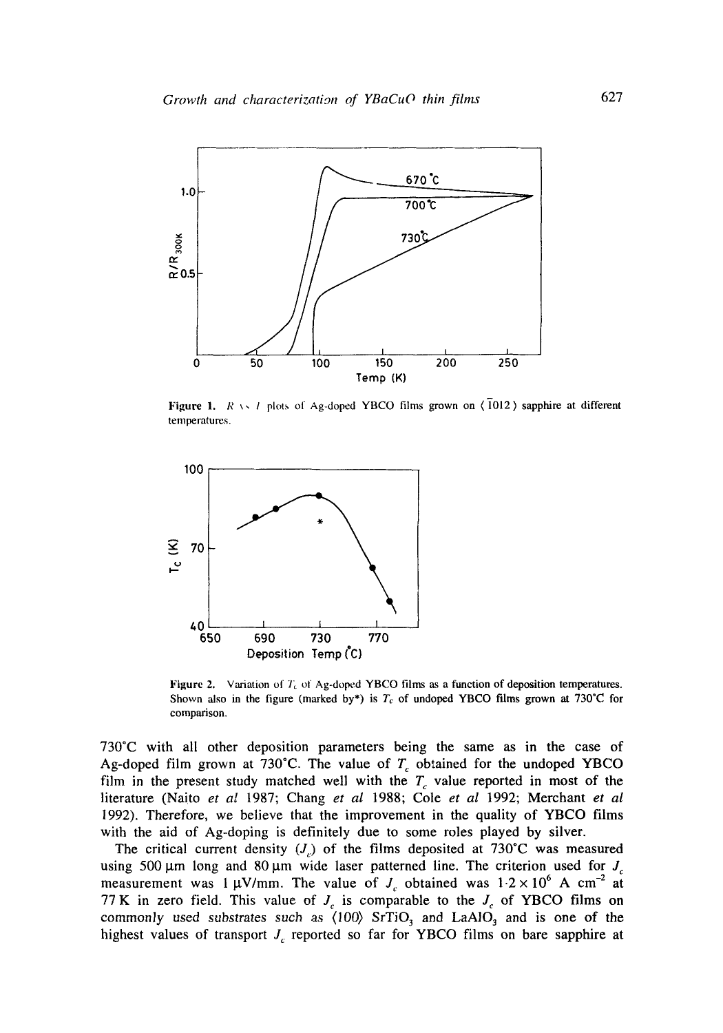Figure 1. $R$ vs $T$ plots of Ag-doped YBCO films grown on $\langle \bar{1}012 \rangle$ sapphire at different temperatures.

Figure 2. Variation of $T_c$ of Ag-doped YBCO films as a function of deposition temperatures. Shown also in the figure (marked by*) is $T_c$ of undoped YBCO films grown at 730°C for comparison.

730°C with all other deposition parameters being the same as in the case of Ag-doped film grown at 730°C. The value of $T_c$ obtained for the undoped YBCO film in the present study matched well with the $T_c$ value reported in most of the literature (Naito *et al* 1987; Chang *et al* 1988; Cole *et al* 1992; Merchant *et al* 1992). Therefore, we believe that the improvement in the quality of YBCO films with the aid of Ag-doping is definitely due to some roles played by silver.

The critical current density ($J_c$) of the films deposited at 730°C was measured using 500 μm long and 80 μm wide laser patterned line. The criterion used for $J_c$ measurement was 1 μV/mm. The value of $J_c$ obtained was $1 \cdot 2 \times 10^6$ A $cm^{-2}$ at 77 K in zero field. This value of $J_c$ is comparable to the $J_c$ of YBCO films on commonly used substrates such as $\langle 100 \rangle$ $SrTiO_3$ and $LaAlO_3$ and is one of the highest values of transport $J_c$ reported so far for YBCO films on bare sapphire at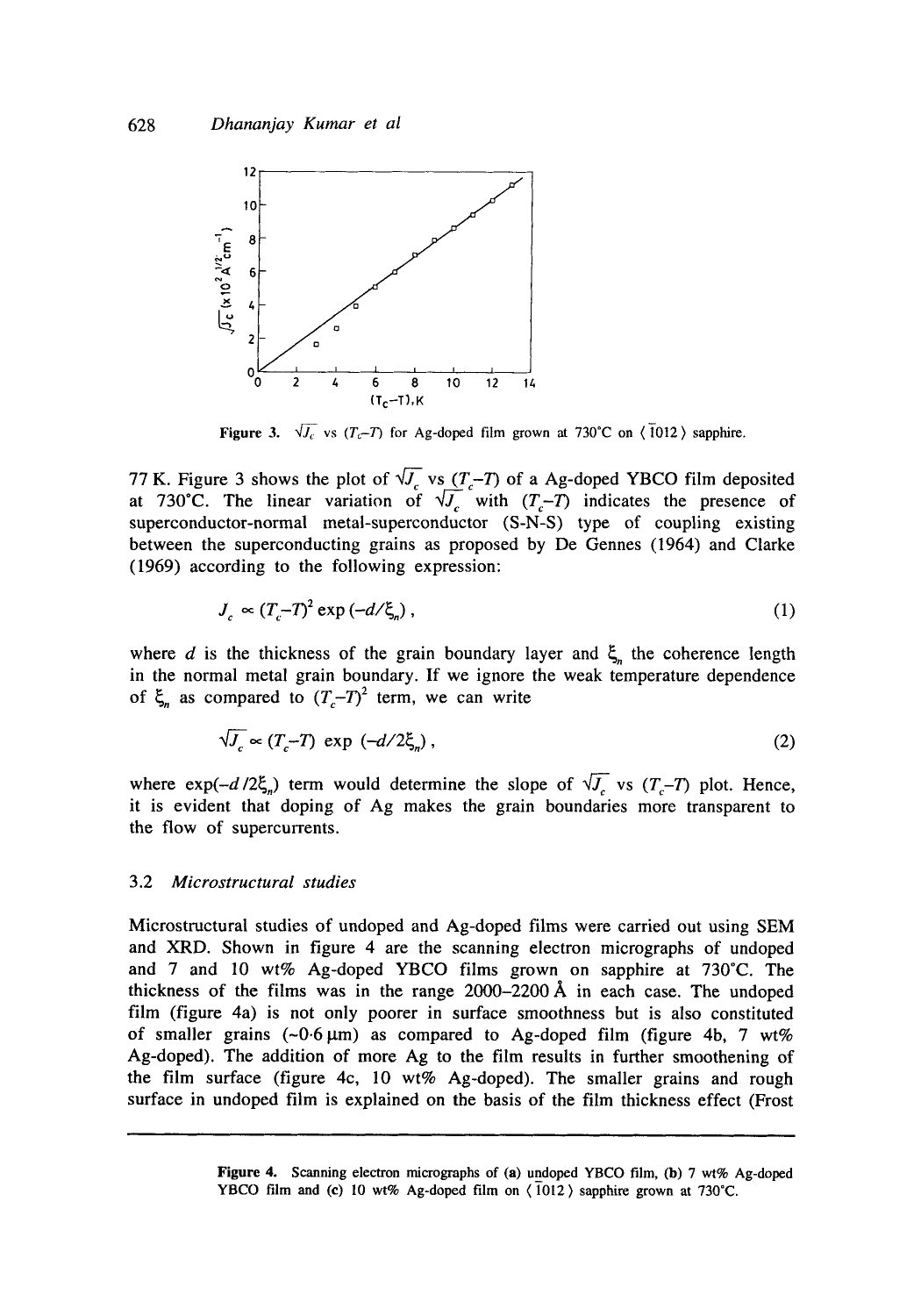Figure 3. $\sqrt{J_c}$ vs $(T_c - T)$ for Ag-doped film grown at 730°C on $\langle \bar{1}012 \rangle$ sapphire.

77 K. Figure 3 shows the plot of $\sqrt{J_c}$ vs $(T_c - T)$ of a Ag-doped YBCO film deposited at 730°C. The linear variation of $\sqrt{J_c}$ with $(T_c - T)$ indicates the presence of superconductor-normal metal-superconductor (S-N-S) type of coupling existing between the superconducting grains as proposed by De Gennes (1964) and Clarke (1969) according to the following expression:

$$J_c \propto (T_c - T)^2 \exp(-d/\xi_n), \tag{1}$$

where $d$ is the thickness of the grain boundary layer and $\xi_n$ the coherence length in the normal metal grain boundary. If we ignore the weak temperature dependence of $\xi_n$ as compared to $(T_c - T)^2$ term, we can write

$$\sqrt{J_c} \propto (T_c - T) \exp(-d/2\xi_n), \tag{2}$$

where $\exp(-d/2\xi_n)$ term would determine the slope of $\sqrt{J_c}$ vs $(T_c - T)$ plot. Hence, it is evident that doping of Ag makes the grain boundaries more transparent to the flow of supercurrents.

### 3.2 *Microstructural studies*

Microstructural studies of undoped and Ag-doped films were carried out using SEM and XRD. Shown in figure 4 are the scanning electron micrographs of undoped and 7 and 10 wt% Ag-doped YBCO films grown on sapphire at 730°C. The thickness of the films was in the range 2000–2200 Å in each case. The undoped film (figure 4a) is not only poorer in surface smoothness but is also constituted of smaller grains (~0·6 μm) as compared to Ag-doped film (figure 4b, 7 wt% Ag-doped). The addition of more Ag to the film results in further smoothening of the film surface (figure 4c, 10 wt% Ag-doped). The smaller grains and rough surface in undoped film is explained on the basis of the film thickness effect (Frost

Figure 4. Scanning electron micrographs of (a) undoped YBCO film, (b) 7 wt% Ag-doped YBCO film and (c) 10 wt% Ag-doped film on $\langle \bar{1}012 \rangle$ sapphire grown at 730°C.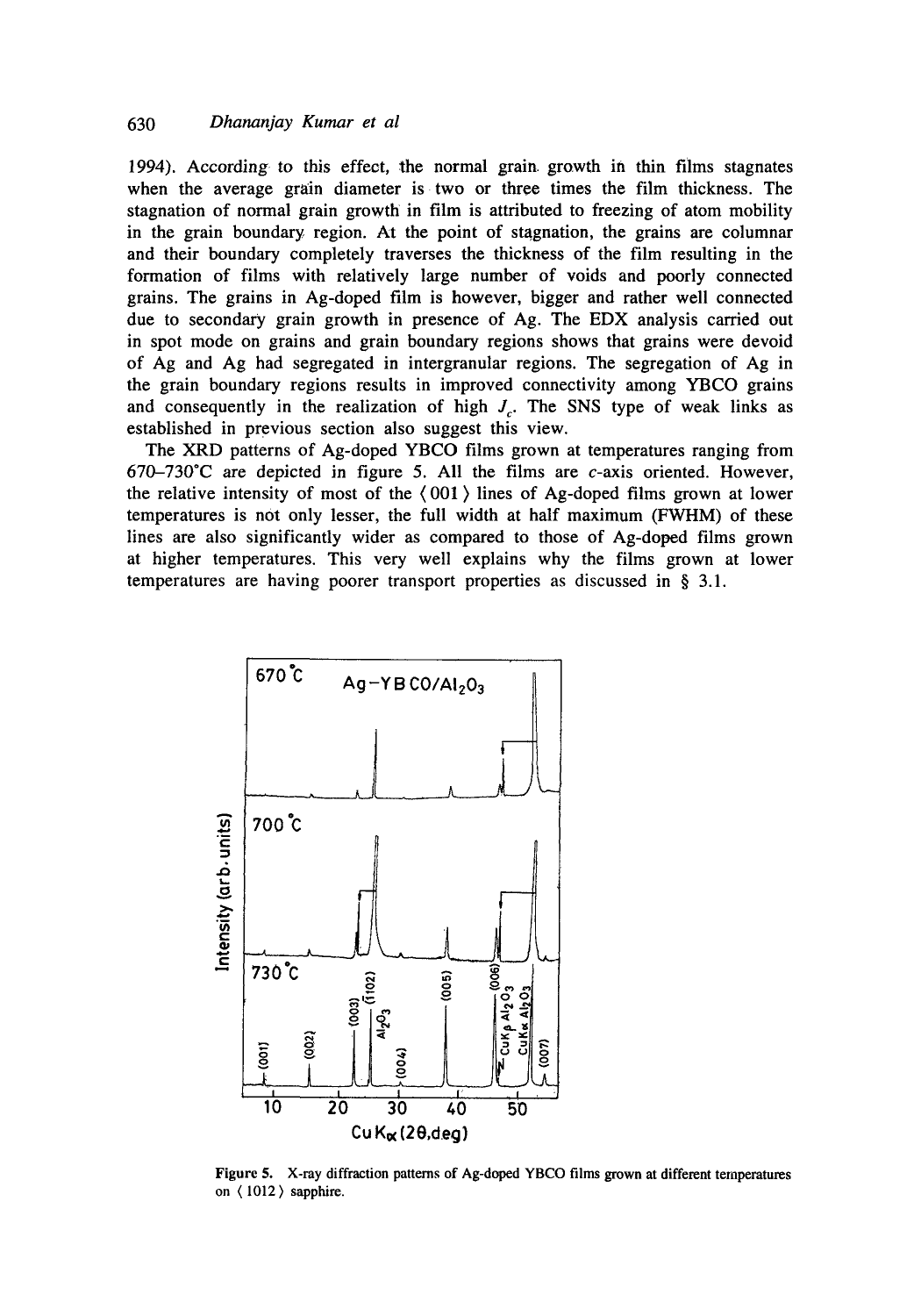1994). According to this effect, the normal grain growth in thin films stagnates when the average grain diameter is two or three times the film thickness. The stagnation of normal grain growth in film is attributed to freezing of atom mobility in the grain boundary region. At the point of stagnation, the grains are columnar and their boundary completely traverses the thickness of the film resulting in the formation of films with relatively large number of voids and poorly connected grains. The grains in Ag-doped film is however, bigger and rather well connected due to secondary grain growth in presence of Ag. The EDX analysis carried out in spot mode on grains and grain boundary regions shows that grains were devoid of Ag and Ag had segregated in intergranular regions. The segregation of Ag in the grain boundary regions results in improved connectivity among YBCO grains and consequently in the realization of high $J_c$. The SNS type of weak links as established in previous section also suggest this view.

The XRD patterns of Ag-doped YBCO films grown at temperatures ranging from 670–730°C are depicted in figure 5. All the films are *c*-axis oriented. However, the relative intensity of most of the ⟨001⟩ lines of Ag-doped films grown at lower temperatures is not only lesser, the full width at half maximum (FWHM) of these lines are also significantly wider as compared to those of Ag-doped films grown at higher temperatures. This very well explains why the films grown at lower temperatures are having poorer transport properties as discussed in § 3.1.

**Figure 5.** X-ray diffraction patterns of Ag-doped YBCO films grown at different temperatures on ⟨1012⟩ sapphire.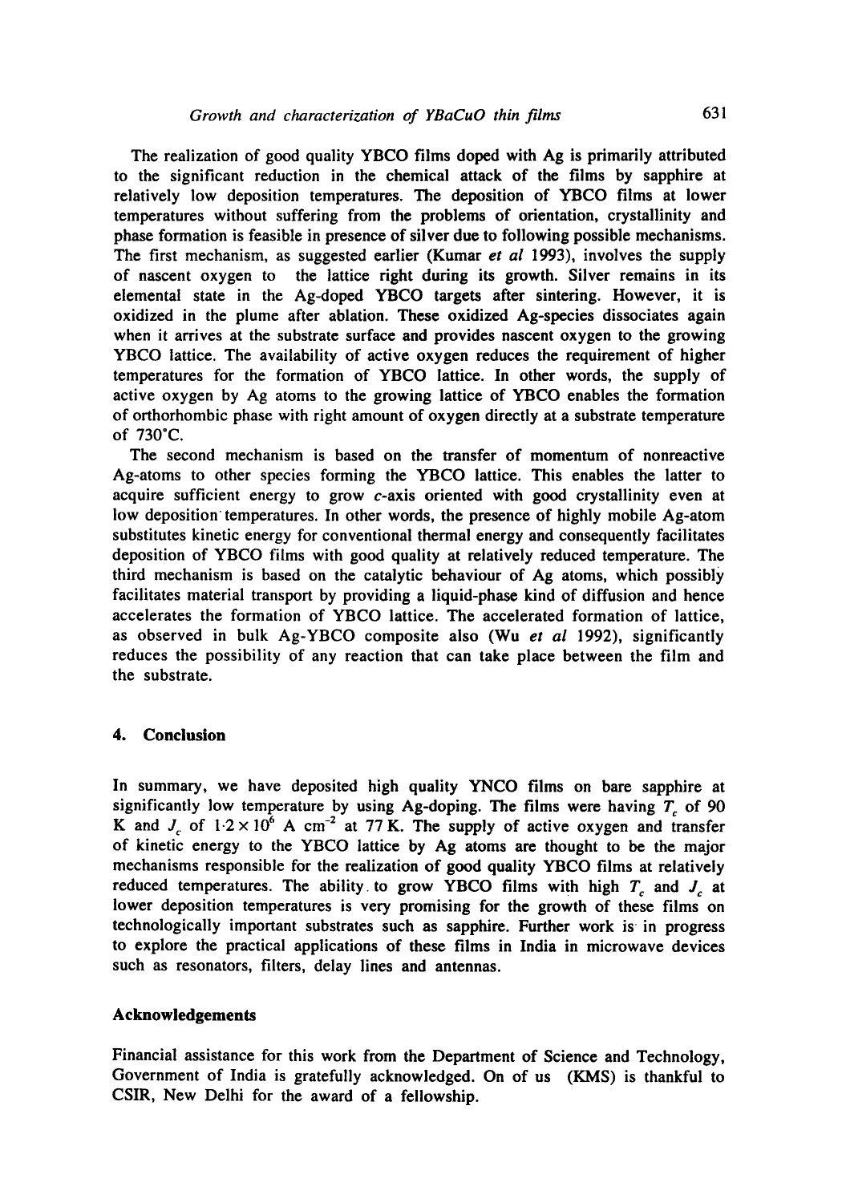The realization of good quality YBCO films doped with Ag is primarily attributed to the significant reduction in the chemical attack of the films by sapphire at relatively low deposition temperatures. The deposition of YBCO films at lower temperatures without suffering from the problems of orientation, crystallinity and phase formation is feasible in presence of silver due to following possible mechanisms. The first mechanism, as suggested earlier (Kumar *et al* 1993), involves the supply of nascent oxygen to the lattice right during its growth. Silver remains in its elemental state in the Ag-doped YBCO targets after sintering. However, it is oxidized in the plume after ablation. These oxidized Ag-species dissociates again when it arrives at the substrate surface and provides nascent oxygen to the growing YBCO lattice. The availability of active oxygen reduces the requirement of higher temperatures for the formation of YBCO lattice. In other words, the supply of active oxygen by Ag atoms to the growing lattice of YBCO enables the formation of orthorhombic phase with right amount of oxygen directly at a substrate temperature of 730°C.

The second mechanism is based on the transfer of momentum of nonreactive Ag-atoms to other species forming the YBCO lattice. This enables the latter to acquire sufficient energy to grow *c*-axis oriented with good crystallinity even at low deposition temperatures. In other words, the presence of highly mobile Ag-atom substitutes kinetic energy for conventional thermal energy and consequently facilitates deposition of YBCO films with good quality at relatively reduced temperature. The third mechanism is based on the catalytic behaviour of Ag atoms, which possibly facilitates material transport by providing a liquid-phase kind of diffusion and hence accelerates the formation of YBCO lattice. The accelerated formation of lattice, as observed in bulk Ag-YBCO composite also (Wu *et al* 1992), significantly reduces the possibility of any reaction that can take place between the film and the substrate.

## 4. Conclusion

In summary, we have deposited high quality YNCO films on bare sapphire at significantly low temperature by using Ag-doping. The films were having $T_c$ of 90 K and $J_c$ of $1{\cdot}2 \times 10^6$ A cm$^{-2}$ at 77 K. The supply of active oxygen and transfer of kinetic energy to the YBCO lattice by Ag atoms are thought to be the major mechanisms responsible for the realization of good quality YBCO films at relatively reduced temperatures. The ability to grow YBCO films with high $T_c$ and $J_c$ at lower deposition temperatures is very promising for the growth of these films on technologically important substrates such as sapphire. Further work is in progress to explore the practical applications of these films in India in microwave devices such as resonators, filters, delay lines and antennas.

### Acknowledgements

Financial assistance for this work from the Department of Science and Technology, Government of India is gratefully acknowledged. On of us (KMS) is thankful to CSIR, New Delhi for the award of a fellowship.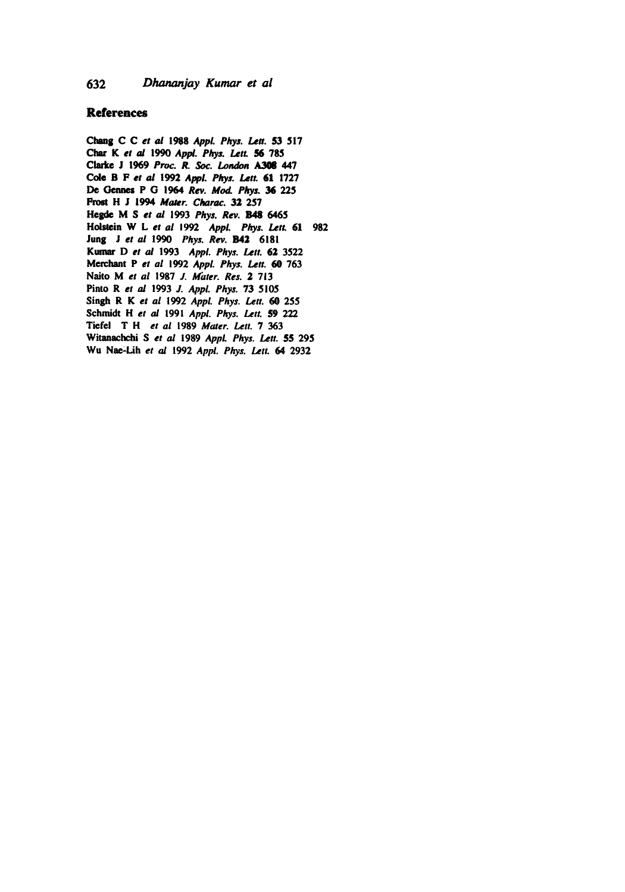## References

Chang C C *et al* 1988 *Appl. Phys. Lett.* **53** 517
Char K *et al* 1990 *Appl. Phys. Lett.* **56** 785
Clarke J 1969 *Proc. R. Soc. London* **A308** 447
Cole B F *et al* 1992 *Appl. Phys. Lett.* **61** 1727
De Gennes P G 1964 *Rev. Mod. Phys.* **36** 225
Frost H J 1994 *Mater. Charac.* **32** 257
Hegde M S *et al* 1993 *Phys. Rev.* **B48** 6465
Holstein W L *et al* 1992 *Appl. Phys. Lett.* **61** 982
Jung J *et al* 1990 *Phys. Rev.* **B42** 6181
Kumar D *et al* 1993 *Appl. Phys. Lett.* **62** 3522
Merchant P *et al* 1992 *Appl. Phys. Lett.* **60** 763
Naito M *et al* 1987 *J. Mater. Res.* **2** 713
Pinto R *et al* 1993 *J. Appl. Phys.* **73** 5105
Singh R K *et al* 1992 *Appl. Phys. Lett.* **60** 255
Schmidt H *et al* 1991 *Appl. Phys. Lett.* **59** 222
Tiefel T H *et al* 1989 *Mater. Lett.* **7** 363
Witanachchi S *et al* 1989 *Appl. Phys. Lett.* **55** 295
Wu Nae-Lih *et al* 1992 *Appl. Phys. Lett.* **64** 2932